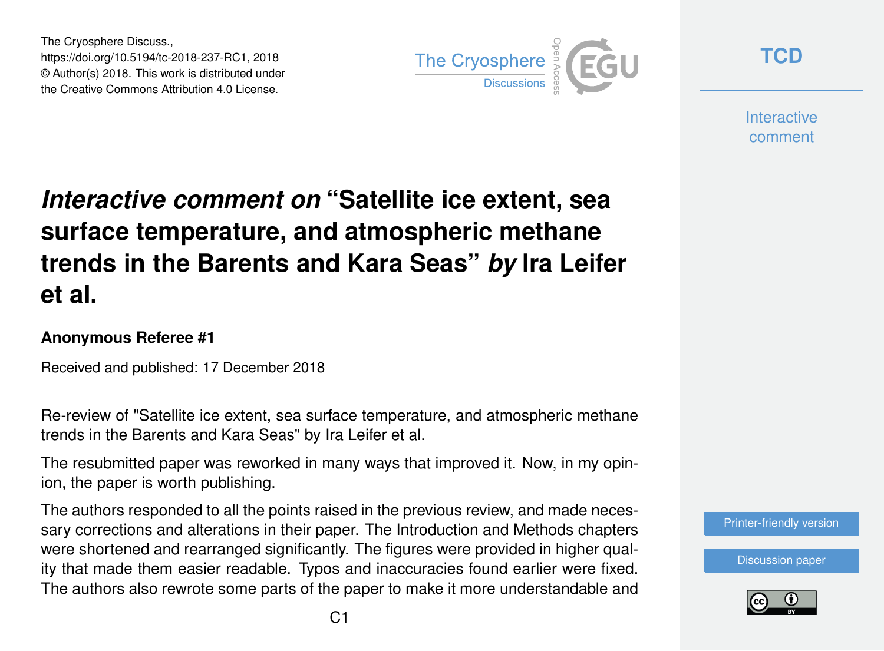The Cryosphere Discuss.,
https://doi.org/10.5194/tc-2018-237-RC1, 2018
© Author(s) 2018. This work is distributed under
the Creative Commons Attribution 4.0 License.

# *Interactive comment on* "Satellite ice extent, sea surface temperature, and atmospheric methane trends in the Barents and Kara Seas" *by* Ira Leifer et al.

### Anonymous Referee #1

Received and published: 17 December 2018

Re-review of "Satellite ice extent, sea surface temperature, and atmospheric methane trends in the Barents and Kara Seas" by Ira Leifer et al.

The resubmitted paper was reworked in many ways that improved it. Now, in my opinion, the paper is worth publishing.

The authors responded to all the points raised in the previous review, and made necessary corrections and alterations in their paper. The Introduction and Methods chapters were shortened and rearranged significantly. The figures were provided in higher quality that made them easier readable. Typos and inaccuracies found earlier were fixed. The authors also rewrote some parts of the paper to make it more understandable and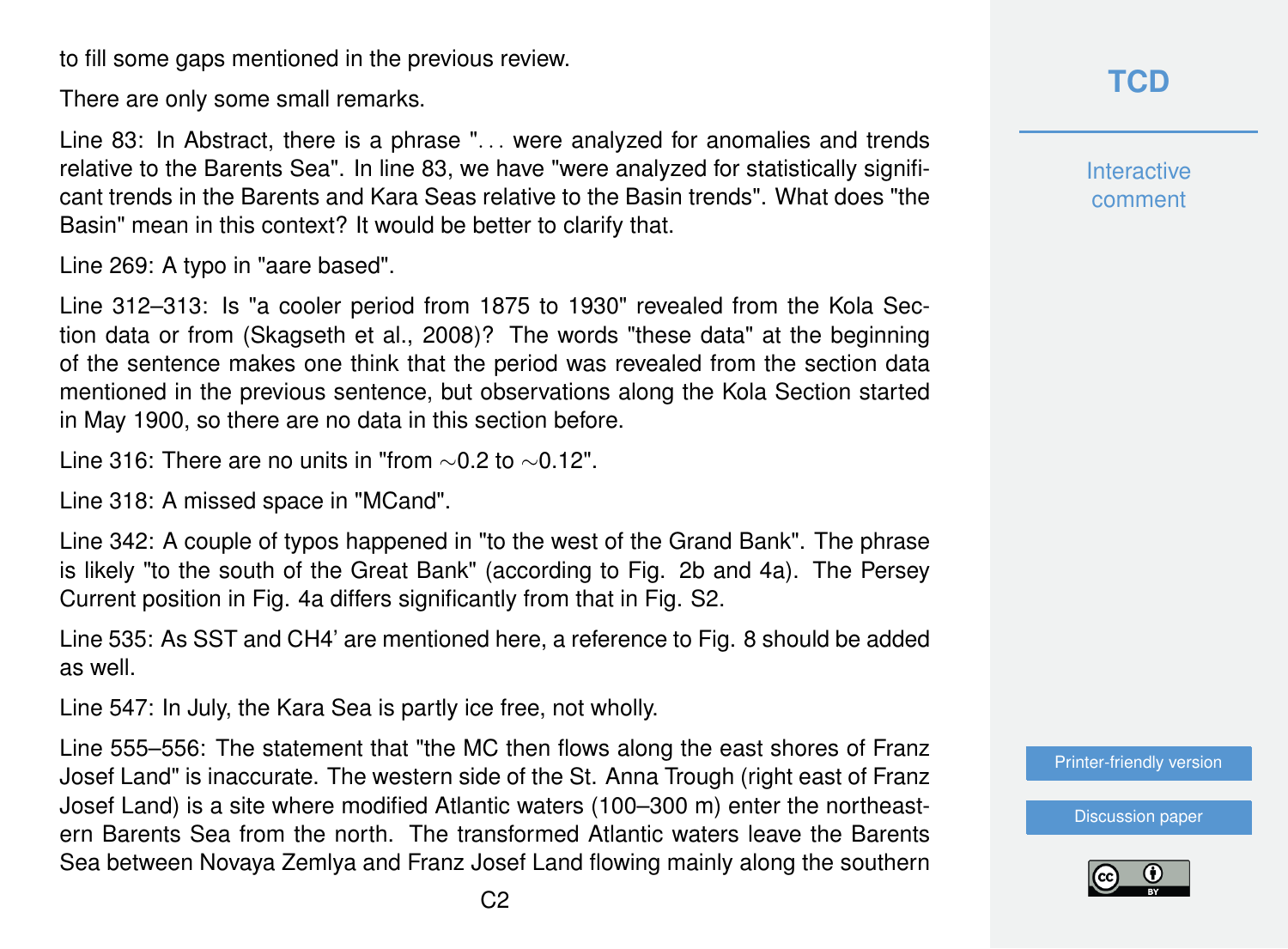to fill some gaps mentioned in the previous review.

There are only some small remarks.

Line 83: In Abstract, there is a phrase "... were analyzed for anomalies and trends relative to the Barents Sea". In line 83, we have "were analyzed for statistically significant trends in the Barents and Kara Seas relative to the Basin trends". What does "the Basin" mean in this context? It would be better to clarify that.

Line 269: A typo in "aare based".

Line 312–313: Is "a cooler period from 1875 to 1930" revealed from the Kola Section data or from (Skagseth et al., 2008)? The words "these data" at the beginning of the sentence makes one think that the period was revealed from the section data mentioned in the previous sentence, but observations along the Kola Section started in May 1900, so there are no data in this section before.

Line 316: There are no units in "from ~0.2 to ~0.12".

Line 318: A missed space in "MCand".

Line 342: A couple of typos happened in "to the west of the Grand Bank". The phrase is likely "to the south of the Great Bank" (according to Fig. 2b and 4a). The Persey Current position in Fig. 4a differs significantly from that in Fig. S2.

Line 535: As SST and CH4' are mentioned here, a reference to Fig. 8 should be added as well.

Line 547: In July, the Kara Sea is partly ice free, not wholly.

Line 555–556: The statement that "the MC then flows along the east shores of Franz Josef Land" is inaccurate. The western side of the St. Anna Trough (right east of Franz Josef Land) is a site where modified Atlantic waters (100–300 m) enter the northeastern Barents Sea from the north. The transformed Atlantic waters leave the Barents Sea between Novaya Zemlya and Franz Josef Land flowing mainly along the southern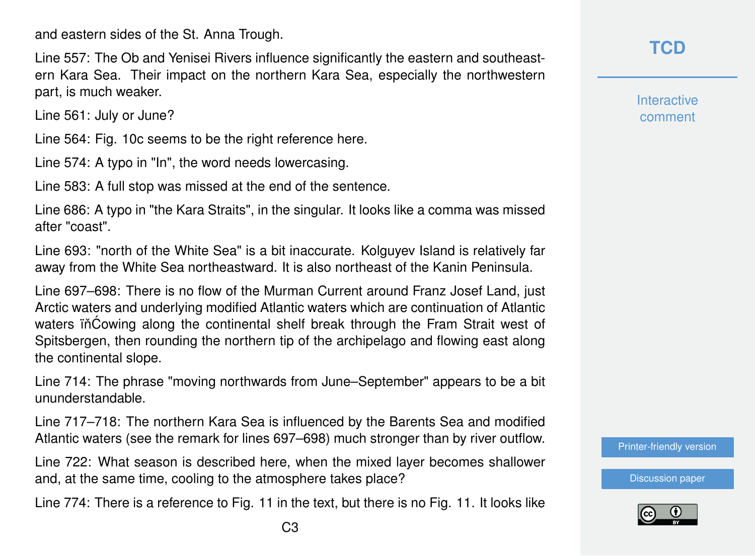and eastern sides of the St. Anna Trough.

Line 557: The Ob and Yenisei Rivers influence significantly the eastern and southeastern Kara Sea. Their impact on the northern Kara Sea, especially the northwestern part, is much weaker.

Line 561: July or June?

Line 564: Fig. 10c seems to be the right reference here.

Line 574: A typo in "In", the word needs lowercasing.

Line 583: A full stop was missed at the end of the sentence.

Line 686: A typo in "the Kara Straits", in the singular. It looks like a comma was missed after "coast".

Line 693: "north of the White Sea" is a bit inaccurate. Kolguyev Island is relatively far away from the White Sea northeastward. It is also northeast of the Kanin Peninsula.

Line 697–698: There is no flow of the Murman Current around Franz Josef Land, just Arctic waters and underlying modified Atlantic waters which are continuation of Atlantic waters ïňĆowing along the continental shelf break through the Fram Strait west of Spitsbergen, then rounding the northern tip of the archipelago and flowing east along the continental slope.

Line 714: The phrase "moving northwards from June–September" appears to be a bit ununderstandable.

Line 717–718: The northern Kara Sea is influenced by the Barents Sea and modified Atlantic waters (see the remark for lines 697–698) much stronger than by river outflow.

Line 722: What season is described here, when the mixed layer becomes shallower and, at the same time, cooling to the atmosphere takes place?

Line 774: There is a reference to Fig. 11 in the text, but there is no Fig. 11. It looks like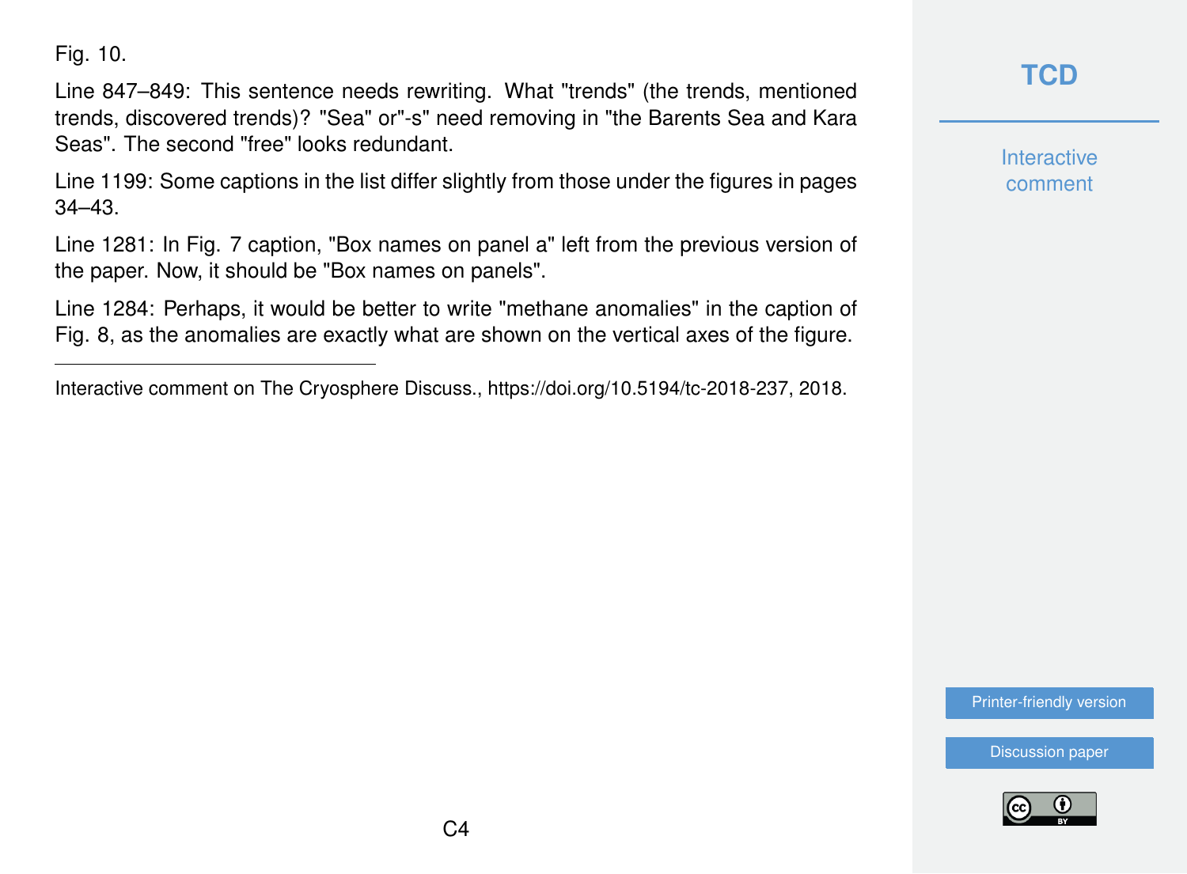Fig. 10.

Line 847–849: This sentence needs rewriting. What "trends" (the trends, mentioned trends, discovered trends)? "Sea" or"-s" need removing in "the Barents Sea and Kara Seas". The second "free" looks redundant.

Line 1199: Some captions in the list differ slightly from those under the figures in pages 34–43.

Line 1281: In Fig. 7 caption, "Box names on panel a" left from the previous version of the paper. Now, it should be "Box names on panels".

Line 1284: Perhaps, it would be better to write "methane anomalies" in the caption of Fig. 8, as the anomalies are exactly what are shown on the vertical axes of the figure.

---

Interactive comment on The Cryosphere Discuss., https://doi.org/10.5194/tc-2018-237, 2018.